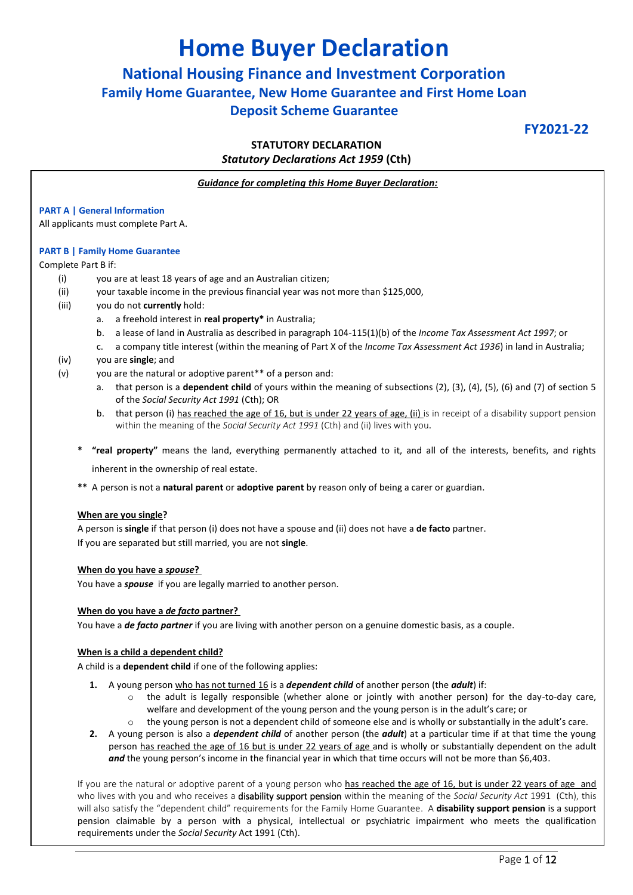# Home Buyer Declaration

## National Housing Finance and Investment Corporation

### Family Home Guarantee, New Home Guarantee and First Home Loan Deposit Scheme Guarantee

**FY2021-22**

**STATUTORY DECLARATION**

***Statutory Declarations Act 1959* (Cth)**

***Guidance for completing this Home Buyer Declaration:***

**PART A | General Information**

All applicants must complete Part A.

**PART B | Family Home Guarantee**

Complete Part B if:

(i) you are at least 18 years of age and an Australian citizen;

(ii) your taxable income in the previous financial year was not more than $125,000,

(iii) you do not **currently** hold:

a. a freehold interest in **real property*** in Australia;

b. a lease of land in Australia as described in paragraph 104-115(1)(b) of the *Income Tax Assessment Act 1997*; or

c. a company title interest (within the meaning of Part X of the *Income Tax Assessment Act 1936*) in land in Australia;

(iv) you are **single**; and

(v) you are the natural or adoptive parent** of a person and:

a. that person is a **dependent child** of yours within the meaning of subsections (2), (3), (4), (5), (6) and (7) of section 5 of the *Social Security Act 1991* (Cth); OR

b. that person (i) has reached the age of 16, but is under 22 years of age, (ii) is in receipt of a disability support pension within the meaning of the *Social Security Act 1991* (Cth) and (ii) lives with you.

\* **"real property"** means the land, everything permanently attached to it, and all of the interests, benefits, and rights inherent in the ownership of real estate.

\*\* A person is not a **natural parent** or **adoptive parent** by reason only of being a carer or guardian.

**When are you single?**

A person is **single** if that person (i) does not have a spouse and (ii) does not have a **de facto** partner.

If you are separated but still married, you are not **single**.

**When do you have a *spouse*?**

You have a ***spouse*** if you are legally married to another person.

**When do you have a *de facto* partner?**

You have a ***de facto partner*** if you are living with another person on a genuine domestic basis, as a couple.

**When is a child a dependent child?**

A child is a **dependent child** if one of the following applies:

1. A young person who has not turned 16 is a ***dependent child*** of another person (the ***adult***) if:
   - the adult is legally responsible (whether alone or jointly with another person) for the day-to-day care, welfare and development of the young person and the young person is in the adult's care; or
   - the young person is not a dependent child of someone else and is wholly or substantially in the adult's care.
2. A young person is also a ***dependent child*** of another person (the ***adult***) at a particular time if at that time the young person has reached the age of 16 but is under 22 years of age and is wholly or substantially dependent on the adult ***and*** the young person's income in the financial year in which that time occurs will not be more than $6,403.

If you are the natural or adoptive parent of a young person who has reached the age of 16, but is under 22 years of age and who lives with you and who receives a disability support pension within the meaning of the *Social Security Act* 1991 (Cth), this will also satisfy the "dependent child" requirements for the Family Home Guarantee. A **disability support pension** is a support pension claimable by a person with a physical, intellectual or psychiatric impairment who meets the qualification requirements under the *Social Security* Act 1991 (Cth).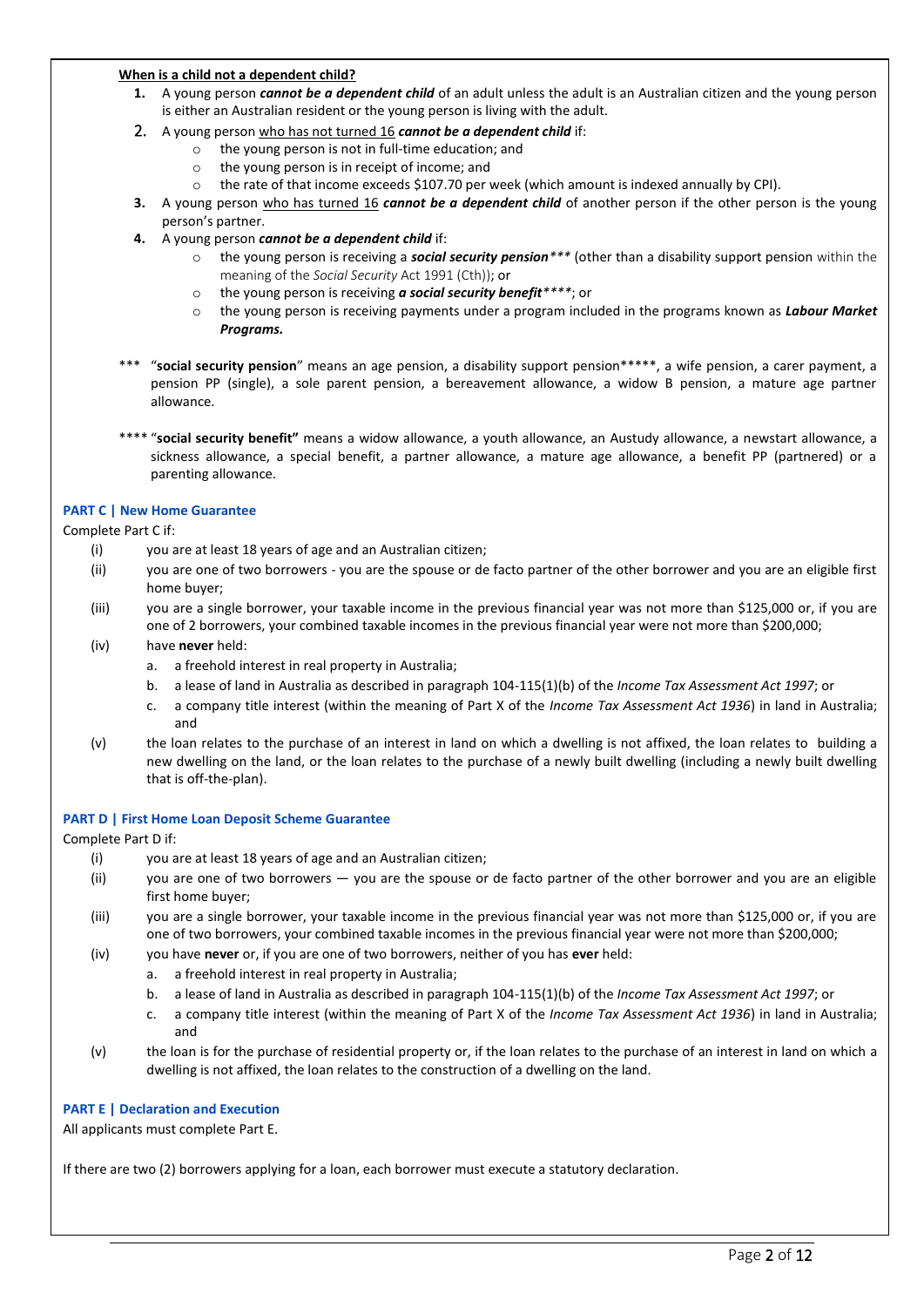**When is a child not a dependent child?**

1. A young person ***cannot be a dependent child*** of an adult unless the adult is an Australian citizen and the young person is either an Australian resident or the young person is living with the adult.
2. A young person who has not turned 16 ***cannot be a dependent child*** if:
   - the young person is not in full-time education; and
   - the young person is in receipt of income; and
   - the rate of that income exceeds $107.70 per week (which amount is indexed annually by CPI).
3. A young person who has turned 16 ***cannot be a dependent child*** of another person if the other person is the young person's partner.
4. A young person ***cannot be a dependent child*** if:
   - the young person is receiving a ***social security pension****** (other than a disability support pension within the meaning of the *Social Security* Act 1991 (Cth)); or
   - the young person is receiving ***a social security benefit*******; or
   - the young person is receiving payments under a program included in the programs known as ***Labour Market Programs.***

*** "**social security pension**" means an age pension, a disability support pension*****, a wife pension, a carer payment, a pension PP (single), a sole parent pension, a bereavement allowance, a widow B pension, a mature age partner allowance.

**** "**social security benefit"** means a widow allowance, a youth allowance, an Austudy allowance, a newstart allowance, a sickness allowance, a special benefit, a partner allowance, a mature age allowance, a benefit PP (partnered) or a parenting allowance.

## PART C | New Home Guarantee

Complete Part C if:

(i) you are at least 18 years of age and an Australian citizen;

(ii) you are one of two borrowers - you are the spouse or de facto partner of the other borrower and you are an eligible first home buyer;

(iii) you are a single borrower, your taxable income in the previous financial year was not more than $125,000 or, if you are one of 2 borrowers, your combined taxable incomes in the previous financial year were not more than $200,000;

(iv) have **never** held:

   a. a freehold interest in real property in Australia;

   b. a lease of land in Australia as described in paragraph 104-115(1)(b) of the *Income Tax Assessment Act 1997*; or

   c. a company title interest (within the meaning of Part X of the *Income Tax Assessment Act 1936*) in land in Australia; and

(v) the loan relates to the purchase of an interest in land on which a dwelling is not affixed, the loan relates to building a new dwelling on the land, or the loan relates to the purchase of a newly built dwelling (including a newly built dwelling that is off-the-plan).

## PART D | First Home Loan Deposit Scheme Guarantee

Complete Part D if:

(i) you are at least 18 years of age and an Australian citizen;

(ii) you are one of two borrowers — you are the spouse or de facto partner of the other borrower and you are an eligible first home buyer;

(iii) you are a single borrower, your taxable income in the previous financial year was not more than $125,000 or, if you are one of two borrowers, your combined taxable incomes in the previous financial year were not more than $200,000;

(iv) you have **never** or, if you are one of two borrowers, neither of you has **ever** held:

   a. a freehold interest in real property in Australia;

   b. a lease of land in Australia as described in paragraph 104-115(1)(b) of the *Income Tax Assessment Act 1997*; or

   c. a company title interest (within the meaning of Part X of the *Income Tax Assessment Act 1936*) in land in Australia; and

(v) the loan is for the purchase of residential property or, if the loan relates to the purchase of an interest in land on which a dwelling is not affixed, the loan relates to the construction of a dwelling on the land.

## PART E | Declaration and Execution

All applicants must complete Part E.

If there are two (2) borrowers applying for a loan, each borrower must execute a statutory declaration.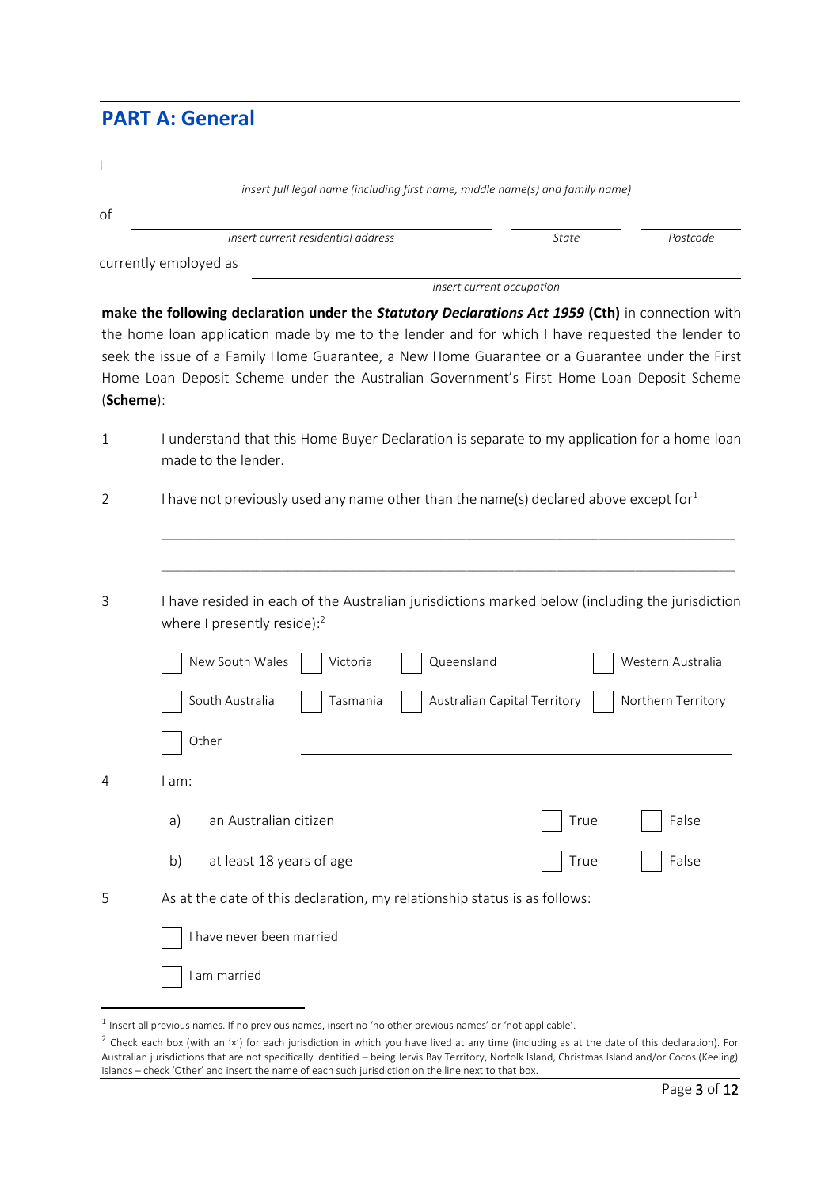## PART A: General

I ______________________________________________

*insert full legal name (including first name, middle name(s) and family name)*

of ______________________________________________ ____________ ____________

*insert current residential address* — *State* — *Postcode*

currently employed as ______________________________________________

*insert current occupation*

**make the following declaration under the *Statutory Declarations Act 1959* (Cth)** in connection with the home loan application made by me to the lender and for which I have requested the lender to seek the issue of a Family Home Guarantee, a New Home Guarantee or a Guarantee under the First Home Loan Deposit Scheme under the Australian Government's First Home Loan Deposit Scheme (**Scheme**):

1. I understand that this Home Buyer Declaration is separate to my application for a home loan made to the lender.

2. I have not previously used any name other than the name(s) declared above except for[1]

   ______________________________________________

   ______________________________________________

3. I have resided in each of the Australian jurisdictions marked below (including the jurisdiction where I presently reside):[2]

   ☐ New South Wales ☐ Victoria ☐ Queensland ☐ Western Australia

   ☐ South Australia ☐ Tasmania ☐ Australian Capital Territory ☐ Northern Territory

   ☐ Other ______________________________________________

4. I am:

   a) an Australian citizen ☐ True ☐ False

   b) at least 18 years of age ☐ True ☐ False

5. As at the date of this declaration, my relationship status is as follows:

   ☐ I have never been married

   ☐ I am married

---

[1] Insert all previous names. If no previous names, insert no 'no other previous names' or 'not applicable'.

[2] Check each box (with an '×') for each jurisdiction in which you have lived at any time (including as at the date of this declaration). For Australian jurisdictions that are not specifically identified – being Jervis Bay Territory, Norfolk Island, Christmas Island and/or Cocos (Keeling) Islands – check 'Other' and insert the name of each such jurisdiction on the line next to that box.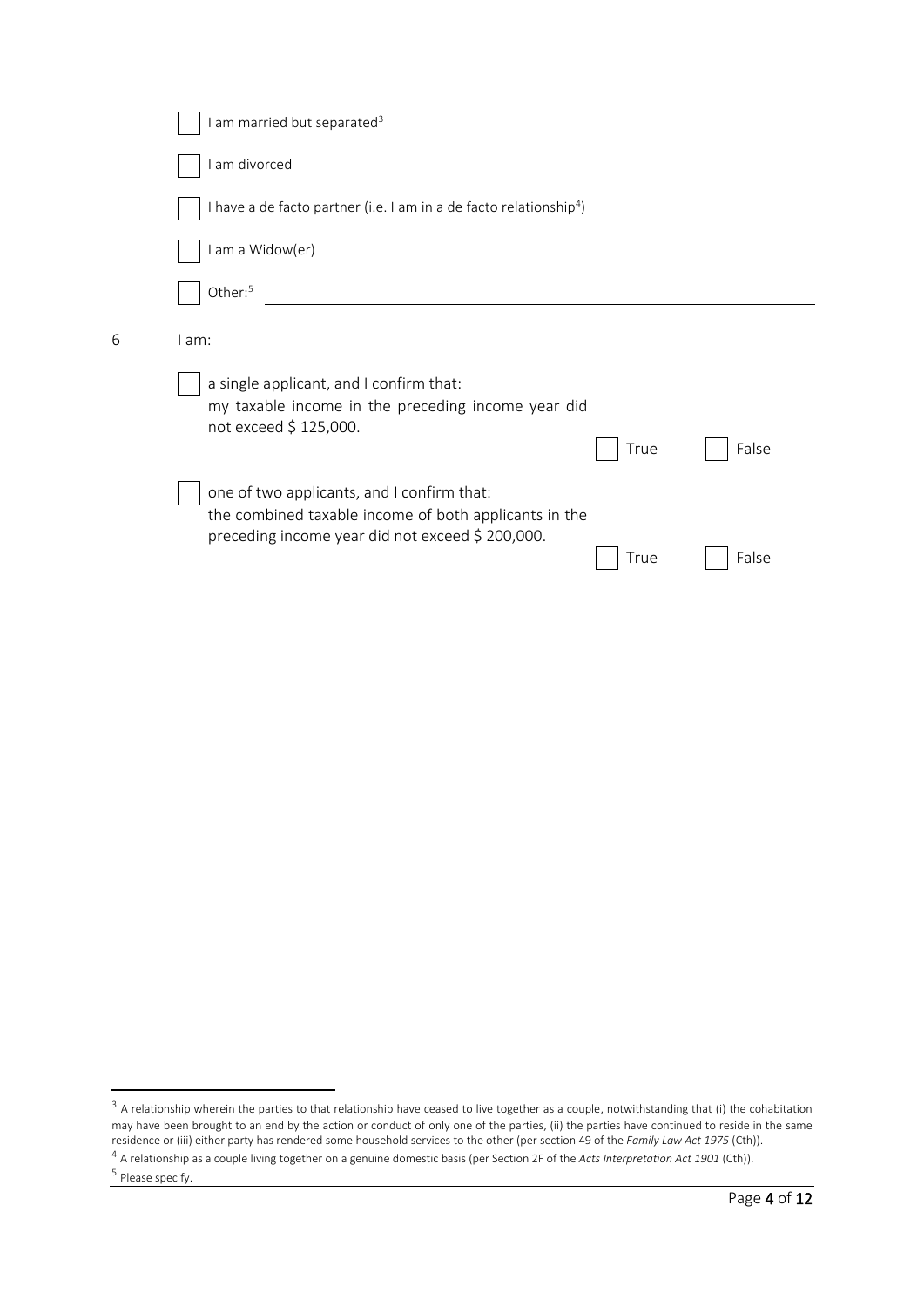- [ ] I am married but separated[3]
- [ ] I am divorced
- [ ] I have a de facto partner (i.e. I am in a de facto relationship[4])
- [ ] I am a Widow(er)
- [ ] Other:[5] ____________________

6 I am:

- [ ] a single applicant, and I confirm that: my taxable income in the preceding income year did not exceed $ 125,000.
  - [ ] True
  - [ ] False

- [ ] one of two applicants, and I confirm that: the combined taxable income of both applicants in the preceding income year did not exceed $ 200,000.
  - [ ] True
  - [ ] False

---

[3] A relationship wherein the parties to that relationship have ceased to live together as a couple, notwithstanding that (i) the cohabitation may have been brought to an end by the action or conduct of only one of the parties, (ii) the parties have continued to reside in the same residence or (iii) either party has rendered some household services to the other (per section 49 of the *Family Law Act 1975* (Cth)).

[4] A relationship as a couple living together on a genuine domestic basis (per Section 2F of the *Acts Interpretation Act 1901* (Cth)).

[5] Please specify.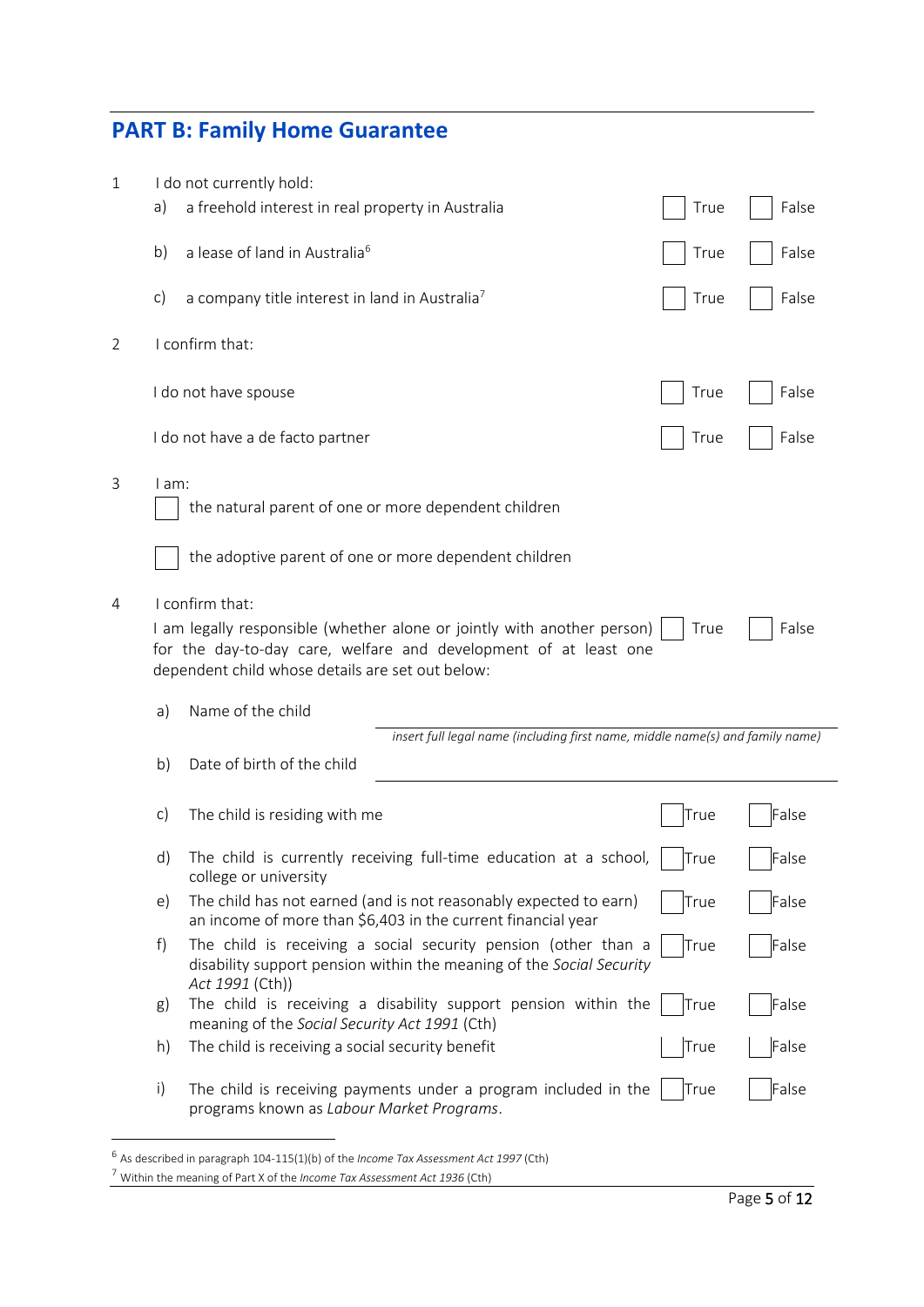## PART B: Family Home Guarantee

1. I do not currently hold:

| | | True | False |
|---|---|---|---|
| a) | a freehold interest in real property in Australia | ☐ True | ☐ False |
| b) | a lease of land in Australia[6] | ☐ True | ☐ False |
| c) | a company title interest in land in Australia[7] | ☐ True | ☐ False |

2. I confirm that:

| | True | False |
|---|---|---|
| I do not have spouse | ☐ True | ☐ False |
| I do not have a de facto partner | ☐ True | ☐ False |

3. I am:

   ☐ the natural parent of one or more dependent children

   ☐ the adoptive parent of one or more dependent children

4. I confirm that:

| | True | False |
|---|---|---|
| I am legally responsible (whether alone or jointly with another person) for the day-to-day care, welfare and development of at least one dependent child whose details are set out below: | ☐ True | ☐ False |

a) Name of the child ______________________________

*insert full legal name (including first name, middle name(s) and family name)*

b) Date of birth of the child ______________________________

| | | True | False |
|---|---|---|---|
| c) | The child is residing with me | ☐ True | ☐ False |
| d) | The child is currently receiving full-time education at a school, college or university | ☐ True | ☐ False |
| e) | The child has not earned (and is not reasonably expected to earn) an income of more than $6,403 in the current financial year | ☐ True | ☐ False |
| f) | The child is receiving a social security pension (other than a disability support pension within the meaning of the *Social Security Act 1991* (Cth)) | ☐ True | ☐ False |
| g) | The child is receiving a disability support pension within the meaning of the *Social Security Act 1991* (Cth) | ☐ True | ☐ False |
| h) | The child is receiving a social security benefit | ☐ True | ☐ False |
| i) | The child is receiving payments under a program included in the programs known as *Labour Market Programs*. | ☐ True | ☐ False |

---

[6] As described in paragraph 104-115(1)(b) of the *Income Tax Assessment Act 1997* (Cth)

[7] Within the meaning of Part X of the *Income Tax Assessment Act 1936* (Cth)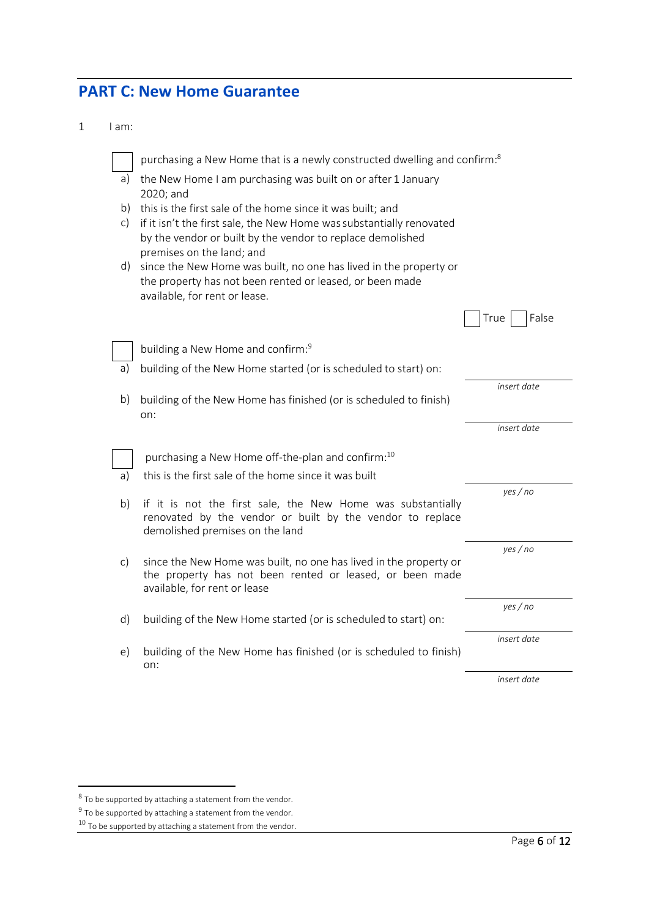## PART C: New Home Guarantee

1 I am:

☐ purchasing a New Home that is a newly constructed dwelling and confirm:[8]

a) the New Home I am purchasing was built on or after 1 January 2020; and

b) this is the first sale of the home since it was built; and

c) if it isn't the first sale, the New Home was substantially renovated by the vendor or built by the vendor to replace demolished premises on the land; and

d) since the New Home was built, no one has lived in the property or the property has not been rented or leased, or been made available, for rent or lease.

☐ True ☐ False

☐ building a New Home and confirm:[9]

a) building of the New Home started (or is scheduled to start) on: ____________ *insert date*

b) building of the New Home has finished (or is scheduled to finish) on: ____________ *insert date*

☐ purchasing a New Home off-the-plan and confirm:[10]

a) this is the first sale of the home since it was built ____________ *yes / no*

b) if it is not the first sale, the New Home was substantially renovated by the vendor or built by the vendor to replace demolished premises on the land ____________ *yes / no*

c) since the New Home was built, no one has lived in the property or the property has not been rented or leased, or been made available, for rent or lease ____________ *yes / no*

d) building of the New Home started (or is scheduled to start) on: ____________ *insert date*

e) building of the New Home has finished (or is scheduled to finish) on: ____________ *insert date*

---

[8] To be supported by attaching a statement from the vendor.

[9] To be supported by attaching a statement from the vendor.

[10] To be supported by attaching a statement from the vendor.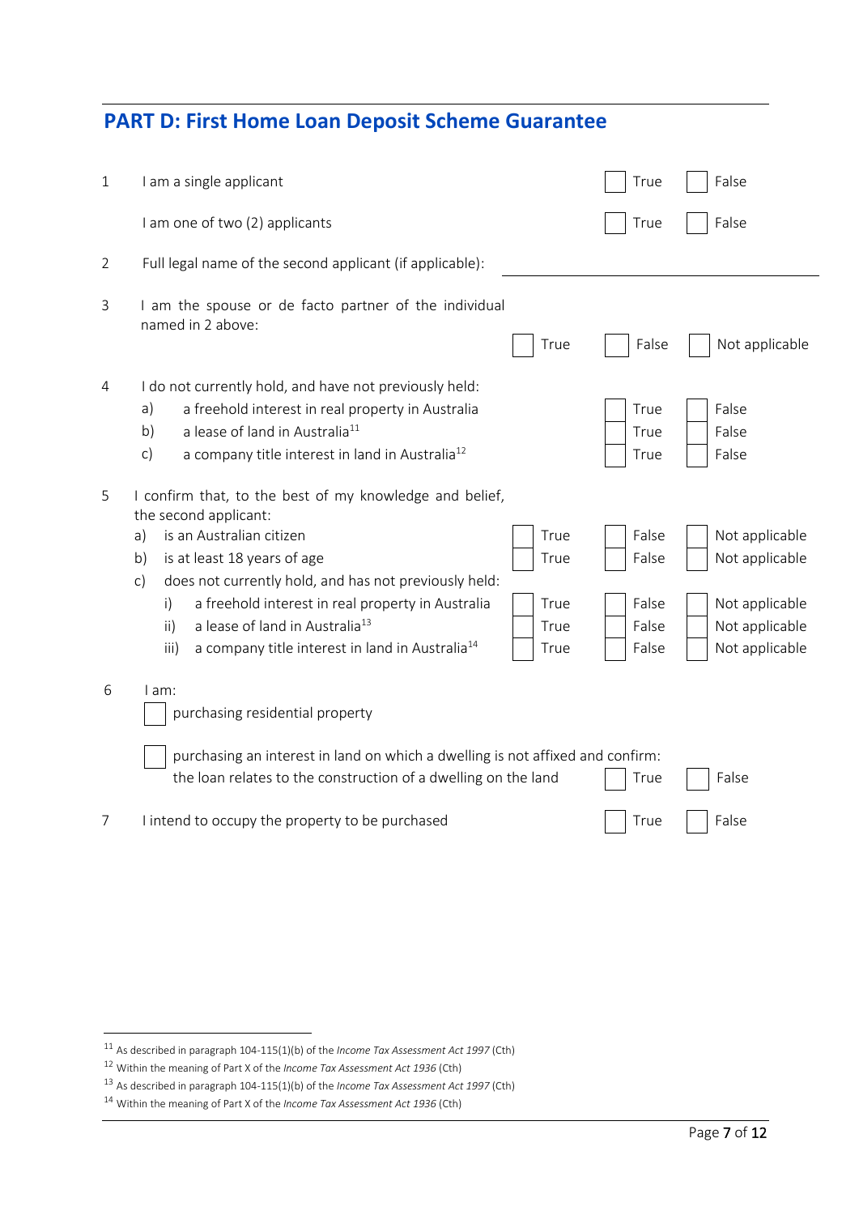## PART D: First Home Loan Deposit Scheme Guarantee

| | | | | |
|---|---|---|---|---|
| 1 | I am a single applicant | | ☐ True | ☐ False |
| | I am one of two (2) applicants | | ☐ True | ☐ False |
| 2 | Full legal name of the second applicant (if applicable): ________________________ | | | |
| 3 | I am the spouse or de facto partner of the individual named in 2 above: | ☐ True | ☐ False | ☐ Not applicable |
| 4 | I do not currently hold, and have not previously held: | | | |
| | a) a freehold interest in real property in Australia | | ☐ True | ☐ False |
| | b) a lease of land in Australia[11] | | ☐ True | ☐ False |
| | c) a company title interest in land in Australia[12] | | ☐ True | ☐ False |
| 5 | I confirm that, to the best of my knowledge and belief, the second applicant: | | | |
| | a) is an Australian citizen | ☐ True | ☐ False | ☐ Not applicable |
| | b) is at least 18 years of age | ☐ True | ☐ False | ☐ Not applicable |
| | c) does not currently hold, and has not previously held: | | | |
| | i) a freehold interest in real property in Australia | ☐ True | ☐ False | ☐ Not applicable |
| | ii) a lease of land in Australia[13] | ☐ True | ☐ False | ☐ Not applicable |
| | iii) a company title interest in land in Australia[14] | ☐ True | ☐ False | ☐ Not applicable |

6 I am:

☐ purchasing residential property

☐ purchasing an interest in land on which a dwelling is not affixed and confirm: the loan relates to the construction of a dwelling on the land ☐ True ☐ False

7 I intend to occupy the property to be purchased ☐ True ☐ False

---

[11] As described in paragraph 104-115(1)(b) of the *Income Tax Assessment Act 1997* (Cth)

[12] Within the meaning of Part X of the *Income Tax Assessment Act 1936* (Cth)

[13] As described in paragraph 104-115(1)(b) of the *Income Tax Assessment Act 1997* (Cth)

[14] Within the meaning of Part X of the *Income Tax Assessment Act 1936* (Cth)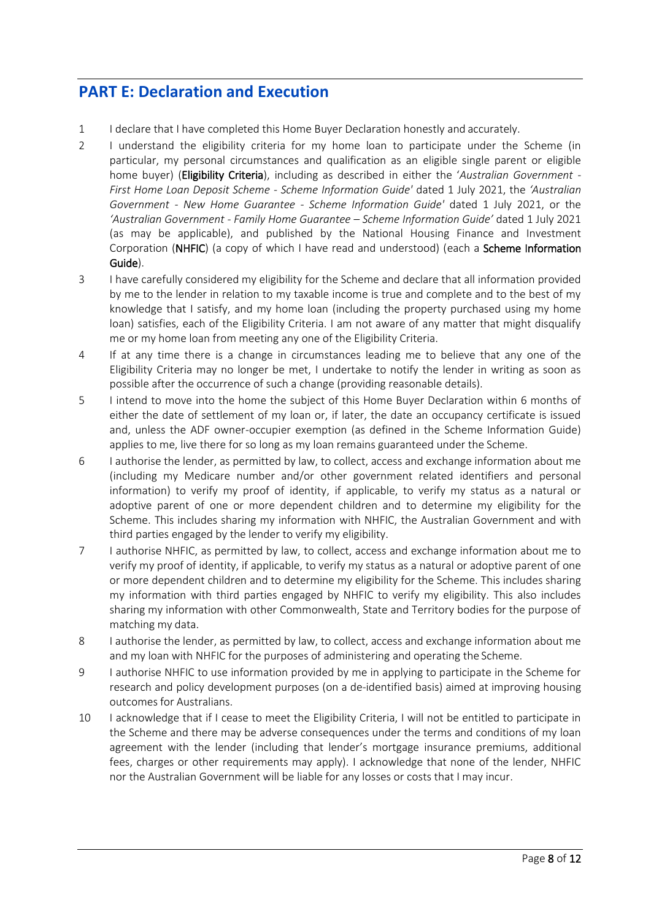## PART E: Declaration and Execution

1. I declare that I have completed this Home Buyer Declaration honestly and accurately.
2. I understand the eligibility criteria for my home loan to participate under the Scheme (in particular, my personal circumstances and qualification as an eligible single parent or eligible home buyer) (**Eligibility Criteria**), including as described in either the '*Australian Government - First Home Loan Deposit Scheme - Scheme Information Guide*' dated 1 July 2021, the *'Australian Government - New Home Guarantee - Scheme Information Guide'* dated 1 July 2021, or the *'Australian Government - Family Home Guarantee – Scheme Information Guide'* dated 1 July 2021 (as may be applicable), and published by the National Housing Finance and Investment Corporation (**NHFIC**) (a copy of which I have read and understood) (each a **Scheme Information Guide**).
3. I have carefully considered my eligibility for the Scheme and declare that all information provided by me to the lender in relation to my taxable income is true and complete and to the best of my knowledge that I satisfy, and my home loan (including the property purchased using my home loan) satisfies, each of the Eligibility Criteria. I am not aware of any matter that might disqualify me or my home loan from meeting any one of the Eligibility Criteria.
4. If at any time there is a change in circumstances leading me to believe that any one of the Eligibility Criteria may no longer be met, I undertake to notify the lender in writing as soon as possible after the occurrence of such a change (providing reasonable details).
5. I intend to move into the home the subject of this Home Buyer Declaration within 6 months of either the date of settlement of my loan or, if later, the date an occupancy certificate is issued and, unless the ADF owner-occupier exemption (as defined in the Scheme Information Guide) applies to me, live there for so long as my loan remains guaranteed under the Scheme.
6. I authorise the lender, as permitted by law, to collect, access and exchange information about me (including my Medicare number and/or other government related identifiers and personal information) to verify my proof of identity, if applicable, to verify my status as a natural or adoptive parent of one or more dependent children and to determine my eligibility for the Scheme. This includes sharing my information with NHFIC, the Australian Government and with third parties engaged by the lender to verify my eligibility.
7. I authorise NHFIC, as permitted by law, to collect, access and exchange information about me to verify my proof of identity, if applicable, to verify my status as a natural or adoptive parent of one or more dependent children and to determine my eligibility for the Scheme. This includes sharing my information with third parties engaged by NHFIC to verify my eligibility. This also includes sharing my information with other Commonwealth, State and Territory bodies for the purpose of matching my data.
8. I authorise the lender, as permitted by law, to collect, access and exchange information about me and my loan with NHFIC for the purposes of administering and operating the Scheme.
9. I authorise NHFIC to use information provided by me in applying to participate in the Scheme for research and policy development purposes (on a de-identified basis) aimed at improving housing outcomes for Australians.
10. I acknowledge that if I cease to meet the Eligibility Criteria, I will not be entitled to participate in the Scheme and there may be adverse consequences under the terms and conditions of my loan agreement with the lender (including that lender's mortgage insurance premiums, additional fees, charges or other requirements may apply). I acknowledge that none of the lender, NHFIC nor the Australian Government will be liable for any losses or costs that I may incur.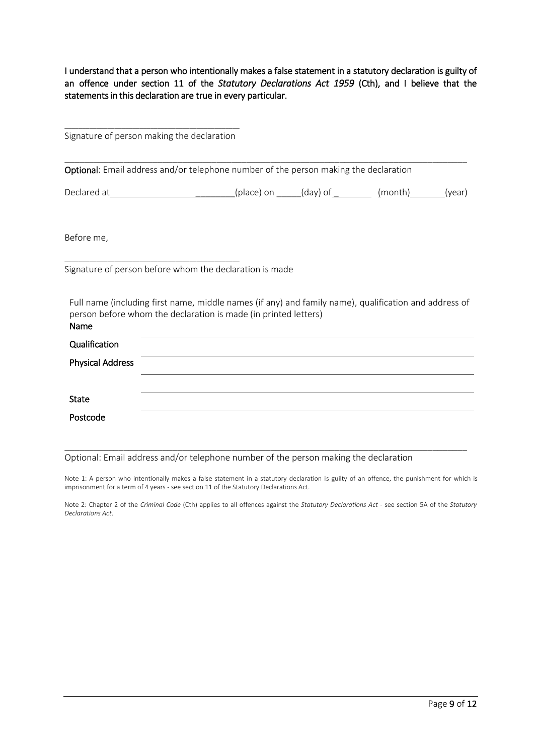**I understand that a person who intentionally makes a false statement in a statutory declaration is guilty of an offence under section 11 of the *Statutory Declarations Act 1959* (Cth), and I believe that the statements in this declaration are true in every particular.**

______________________________________

Signature of person making the declaration

__________________________________________________________________________________________

**Optional**: Email address and/or telephone number of the person making the declaration

Declared at____________________________(place) on _____(day) of________ (month)_______(year)

Before me,

______________________________________

Signature of person before whom the declaration is made

Full name (including first name, middle names (if any) and family name), qualification and address of person before whom the declaration is made (in printed letters)

**Name** ______________________________________________________________________

**Qualification** ______________________________________________________________________

**Physical Address** ______________________________________________________________________

______________________________________________________________________

**State** ______________________________________________________________________

**Postcode** ______________________________________________________________________

__________________________________________________________________________________________

Optional: Email address and/or telephone number of the person making the declaration

Note 1: A person who intentionally makes a false statement in a statutory declaration is guilty of an offence, the punishment for which is imprisonment for a term of 4 years - see section 11 of the Statutory Declarations Act.

Note 2: Chapter 2 of the *Criminal Code* (Cth) applies to all offences against the *Statutory Declarations Act* - see section 5A of the *Statutory Declarations Act*.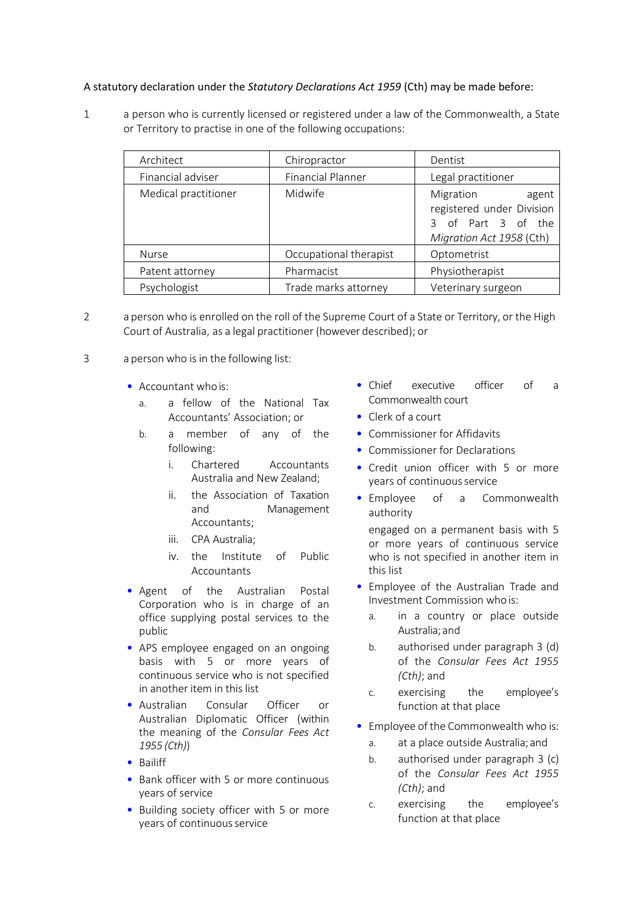A statutory declaration under the *Statutory Declarations Act 1959* (Cth) may be made before:

1 a person who is currently licensed or registered under a law of the Commonwealth, a State or Territory to practise in one of the following occupations:

| | | |
|---|---|---|
| Architect | Chiropractor | Dentist |
| Financial adviser | Financial Planner | Legal practitioner |
| Medical practitioner | Midwife | Migration agent registered under Division 3 of Part 3 of the *Migration Act 1958* (Cth) |
| Nurse | Occupational therapist | Optometrist |
| Patent attorney | Pharmacist | Physiotherapist |
| Psychologist | Trade marks attorney | Veterinary surgeon |

2 a person who is enrolled on the roll of the Supreme Court of a State or Territory, or the High Court of Australia, as a legal practitioner (however described); or

3 a person who is in the following list:

- Accountant who is:
  a. a fellow of the National Tax Accountants' Association; or
  b. a member of any of the following:
     i. Chartered Accountants Australia and New Zealand;
     ii. the Association of Taxation and Management Accountants;
     iii. CPA Australia;
     iv. the Institute of Public Accountants
- Agent of the Australian Postal Corporation who is in charge of an office supplying postal services to the public
- APS employee engaged on an ongoing basis with 5 or more years of continuous service who is not specified in another item in this list
- Australian Consular Officer or Australian Diplomatic Officer (within the meaning of the *Consular Fees Act 1955 (Cth)*)
- Bailiff
- Bank officer with 5 or more continuous years of service
- Building society officer with 5 or more years of continuous service
- Chief executive officer of a Commonwealth court
- Clerk of a court
- Commissioner for Affidavits
- Commissioner for Declarations
- Credit union officer with 5 or more years of continuous service
- Employee of a Commonwealth authority

  engaged on a permanent basis with 5 or more years of continuous service who is not specified in another item in this list
- Employee of the Australian Trade and Investment Commission who is:
  a. in a country or place outside Australia; and
  b. authorised under paragraph 3 (d) of the *Consular Fees Act 1955 (Cth)*; and
  c. exercising the employee's function at that place
- Employee of the Commonwealth who is:
  a. at a place outside Australia; and
  b. authorised under paragraph 3 (c) of the *Consular Fees Act 1955 (Cth)*; and
  c. exercising the employee's function at that place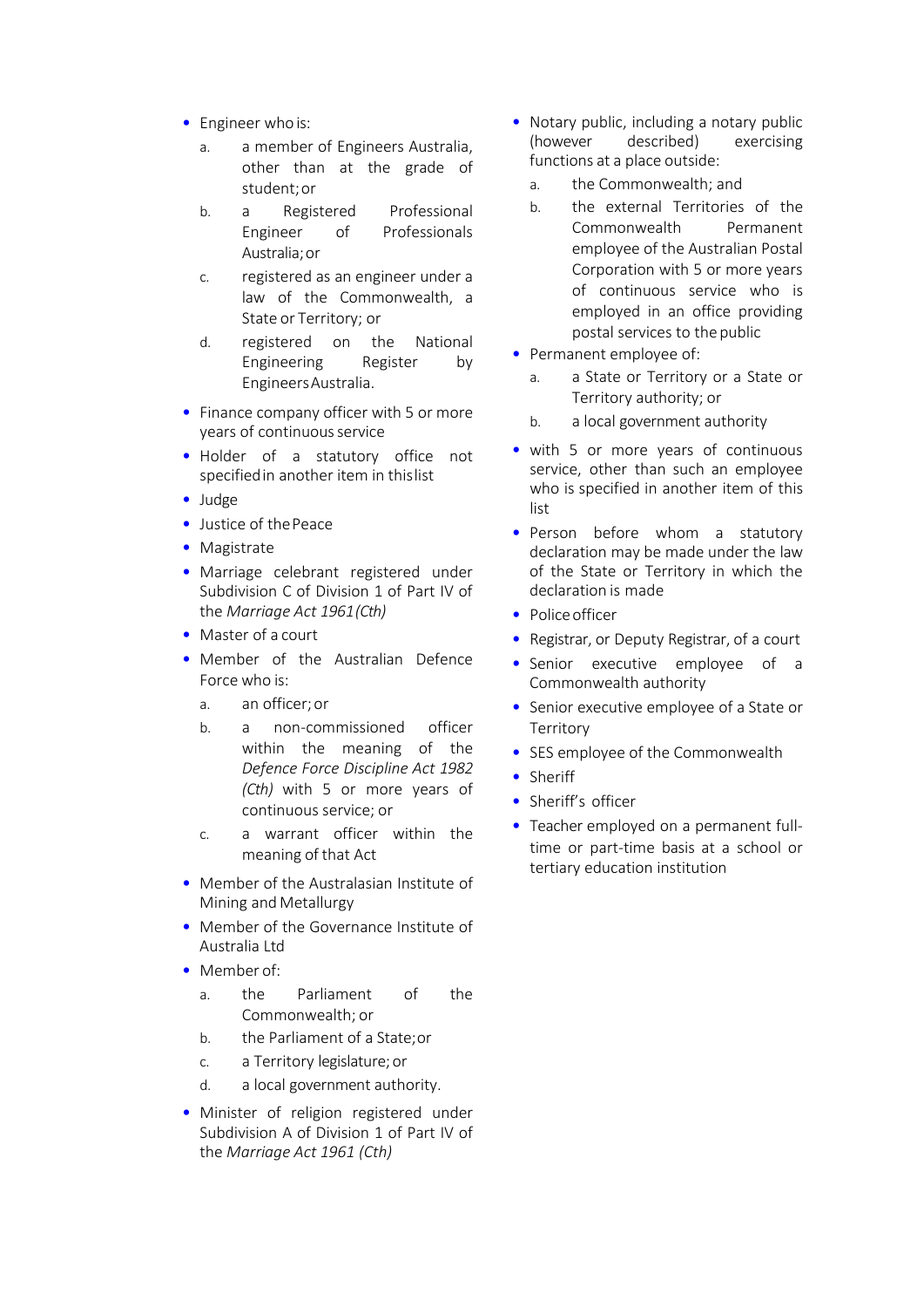- Engineer who is:
  a. a member of Engineers Australia, other than at the grade of student; or
  b. a Registered Professional Engineer of Professionals Australia; or
  c. registered as an engineer under a law of the Commonwealth, a State or Territory; or
  d. registered on the National Engineering Register by Engineers Australia.
- Finance company officer with 5 or more years of continuous service
- Holder of a statutory office not specified in another item in this list
- Judge
- Justice of the Peace
- Magistrate
- Marriage celebrant registered under Subdivision C of Division 1 of Part IV of the *Marriage Act 1961 (Cth)*
- Master of a court
- Member of the Australian Defence Force who is:
  a. an officer; or
  b. a non-commissioned officer within the meaning of the *Defence Force Discipline Act 1982 (Cth)* with 5 or more years of continuous service; or
  c. a warrant officer within the meaning of that Act
- Member of the Australasian Institute of Mining and Metallurgy
- Member of the Governance Institute of Australia Ltd
- Member of:
  a. the Parliament of the Commonwealth; or
  b. the Parliament of a State; or
  c. a Territory legislature; or
  d. a local government authority.
- Minister of religion registered under Subdivision A of Division 1 of Part IV of the *Marriage Act 1961 (Cth)*
- Notary public, including a notary public (however described) exercising functions at a place outside:
  a. the Commonwealth; and
  b. the external Territories of the Commonwealth Permanent employee of the Australian Postal Corporation with 5 or more years of continuous service who is employed in an office providing postal services to the public
- Permanent employee of:
  a. a State or Territory or a State or Territory authority; or
  b. a local government authority
- with 5 or more years of continuous service, other than such an employee who is specified in another item of this list
- Person before whom a statutory declaration may be made under the law of the State or Territory in which the declaration is made
- Police officer
- Registrar, or Deputy Registrar, of a court
- Senior executive employee of a Commonwealth authority
- Senior executive employee of a State or Territory
- SES employee of the Commonwealth
- Sheriff
- Sheriff's officer
- Teacher employed on a permanent full-time or part-time basis at a school or tertiary education institution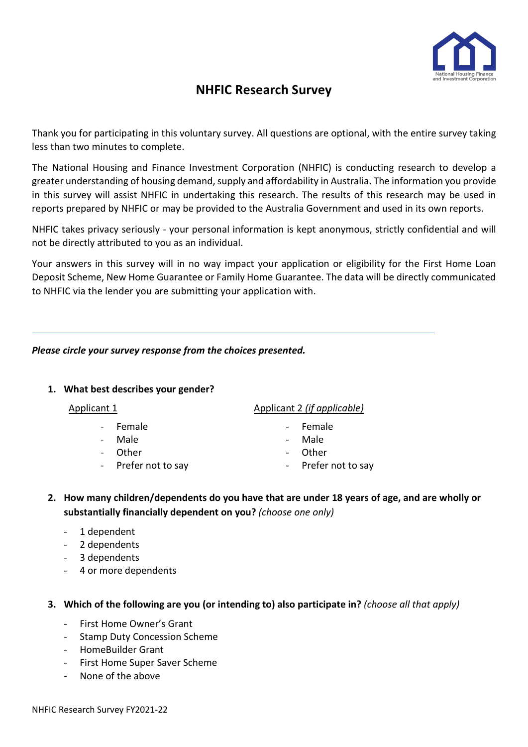# NHFIC Research Survey

Thank you for participating in this voluntary survey. All questions are optional, with the entire survey taking less than two minutes to complete.

The National Housing and Finance Investment Corporation (NHFIC) is conducting research to develop a greater understanding of housing demand, supply and affordability in Australia. The information you provide in this survey will assist NHFIC in undertaking this research. The results of this research may be used in reports prepared by NHFIC or may be provided to the Australia Government and used in its own reports.

NHFIC takes privacy seriously - your personal information is kept anonymous, strictly confidential and will not be directly attributed to you as an individual.

Your answers in this survey will in no way impact your application or eligibility for the First Home Loan Deposit Scheme, New Home Guarantee or Family Home Guarantee. The data will be directly communicated to NHFIC via the lender you are submitting your application with.

---

***Please circle your survey response from the choices presented.***

**1. What best describes your gender?**

Applicant 1

- Female
- Male
- Other
- Prefer not to say

Applicant 2 *(if applicable)*

- Female
- Male
- Other
- Prefer not to say

**2. How many children/dependents do you have that are under 18 years of age, and are wholly or substantially financially dependent on you?** *(choose one only)*

- 1 dependent
- 2 dependents
- 3 dependents
- 4 or more dependents

**3. Which of the following are you (or intending to) also participate in?** *(choose all that apply)*

- First Home Owner's Grant
- Stamp Duty Concession Scheme
- HomeBuilder Grant
- First Home Super Saver Scheme
- None of the above

NHFIC Research Survey FY2021-22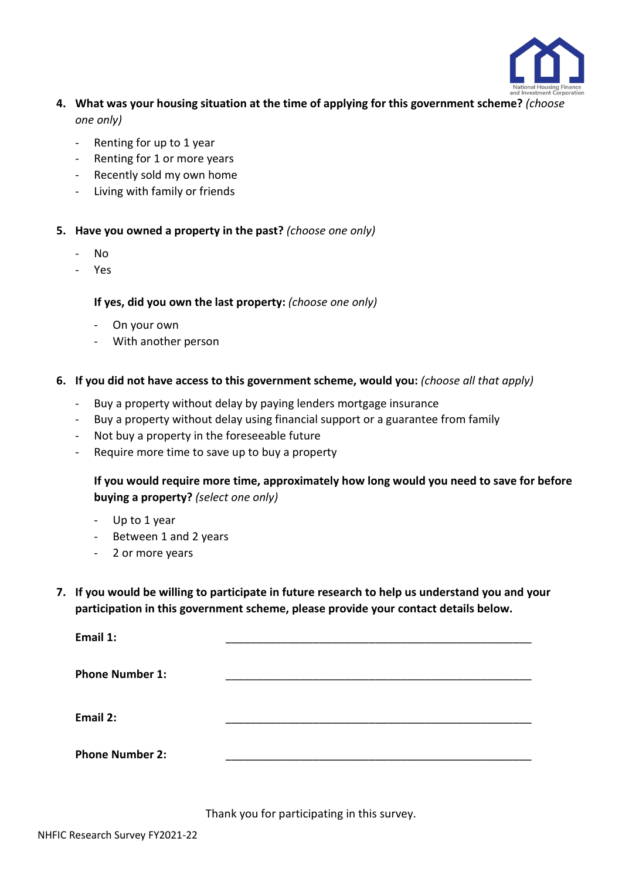4. **What was your housing situation at the time of applying for this government scheme?** *(choose one only)*

   - Renting for up to 1 year
   - Renting for 1 or more years
   - Recently sold my own home
   - Living with family or friends

5. **Have you owned a property in the past?** *(choose one only)*

   - No
   - Yes

   **If yes, did you own the last property:** *(choose one only)*

   - On your own
   - With another person

6. **If you did not have access to this government scheme, would you:** *(choose all that apply)*

   - Buy a property without delay by paying lenders mortgage insurance
   - Buy a property without delay using financial support or a guarantee from family
   - Not buy a property in the foreseeable future
   - Require more time to save up to buy a property

   **If you would require more time, approximately how long would you need to save for before buying a property?** *(select one only)*

   - Up to 1 year
   - Between 1 and 2 years
   - 2 or more years

7. **If you would be willing to participate in future research to help us understand you and your participation in this government scheme, please provide your contact details below.**

   **Email 1:** ____________________________________________

   **Phone Number 1:** ____________________________________________

   **Email 2:** ____________________________________________

   **Phone Number 2:** ____________________________________________

Thank you for participating in this survey.